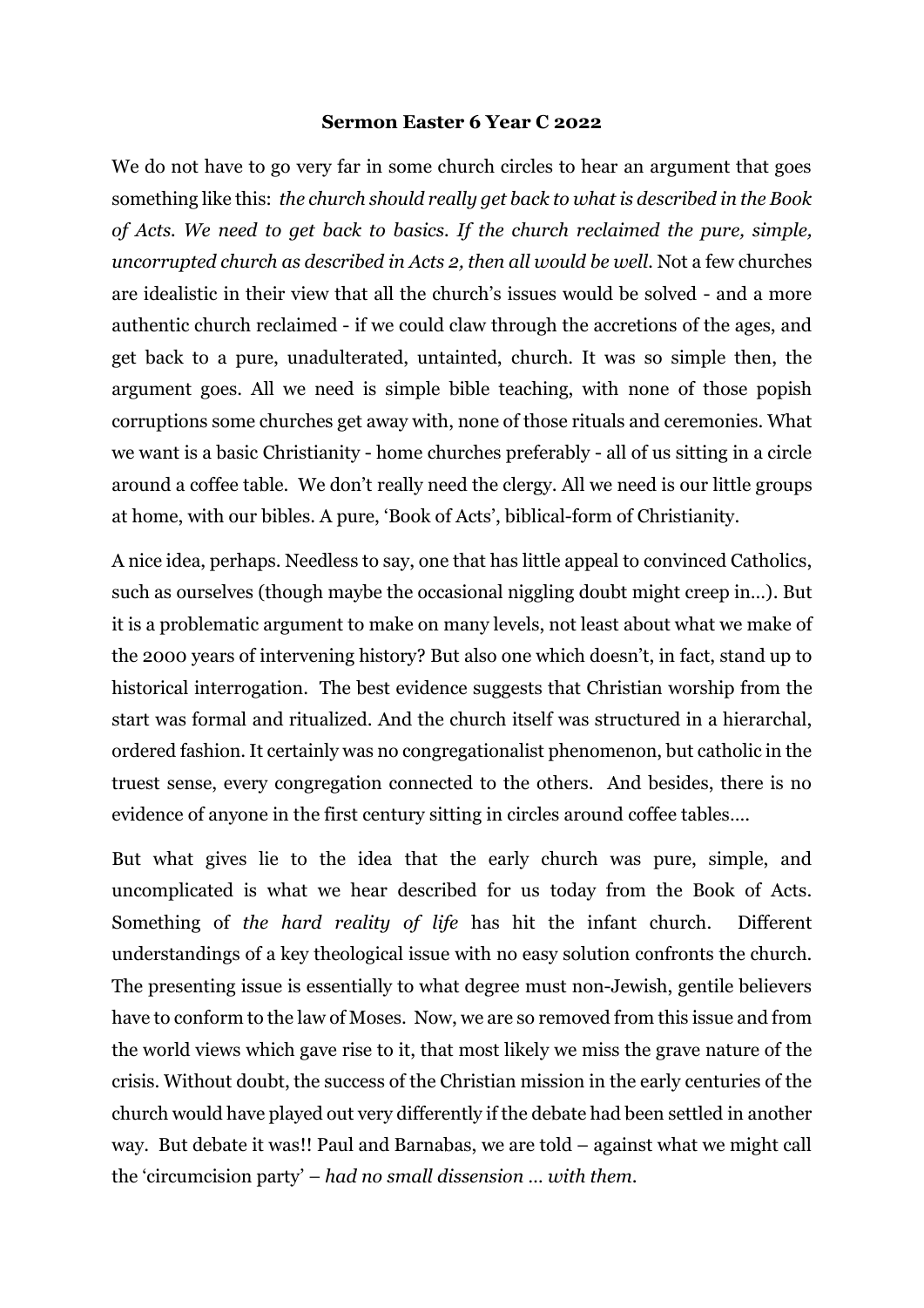**Sermon Easter 6 Year C 2022**

We do not have to go very far in some church circles to hear an argument that goes something like this: *the church should really get back to what is described in the Book of Acts. We need to get back to basics. If the church reclaimed the pure, simple, uncorrupted church as described in Acts 2, then all would be well.* Not a few churches are idealistic in their view that all the church's issues would be solved - and a more authentic church reclaimed - if we could claw through the accretions of the ages, and get back to a pure, unadulterated, untainted, church. It was so simple then, the argument goes. All we need is simple bible teaching, with none of those popish corruptions some churches get away with, none of those rituals and ceremonies. What we want is a basic Christianity - home churches preferably - all of us sitting in a circle around a coffee table. We don't really need the clergy. All we need is our little groups at home, with our bibles. A pure, 'Book of Acts', biblical-form of Christianity.

A nice idea, perhaps. Needless to say, one that has little appeal to convinced Catholics, such as ourselves (though maybe the occasional niggling doubt might creep in…). But it is a problematic argument to make on many levels, not least about what we make of the 2000 years of intervening history? But also one which doesn't, in fact, stand up to historical interrogation. The best evidence suggests that Christian worship from the start was formal and ritualized. And the church itself was structured in a hierarchal, ordered fashion. It certainly was no congregationalist phenomenon, but catholic in the truest sense, every congregation connected to the others. And besides, there is no evidence of anyone in the first century sitting in circles around coffee tables….

But what gives lie to the idea that the early church was pure, simple, and uncomplicated is what we hear described for us today from the Book of Acts. Something of *the hard reality of life* has hit the infant church. Different understandings of a key theological issue with no easy solution confronts the church. The presenting issue is essentially to what degree must non-Jewish, gentile believers have to conform to the law of Moses. Now, we are so removed from this issue and from the world views which gave rise to it, that most likely we miss the grave nature of the crisis. Without doubt, the success of the Christian mission in the early centuries of the church would have played out very differently if the debate had been settled in another way. But debate it was!! Paul and Barnabas, we are told – against what we might call the 'circumcision party' – *had no small dissension … with them.*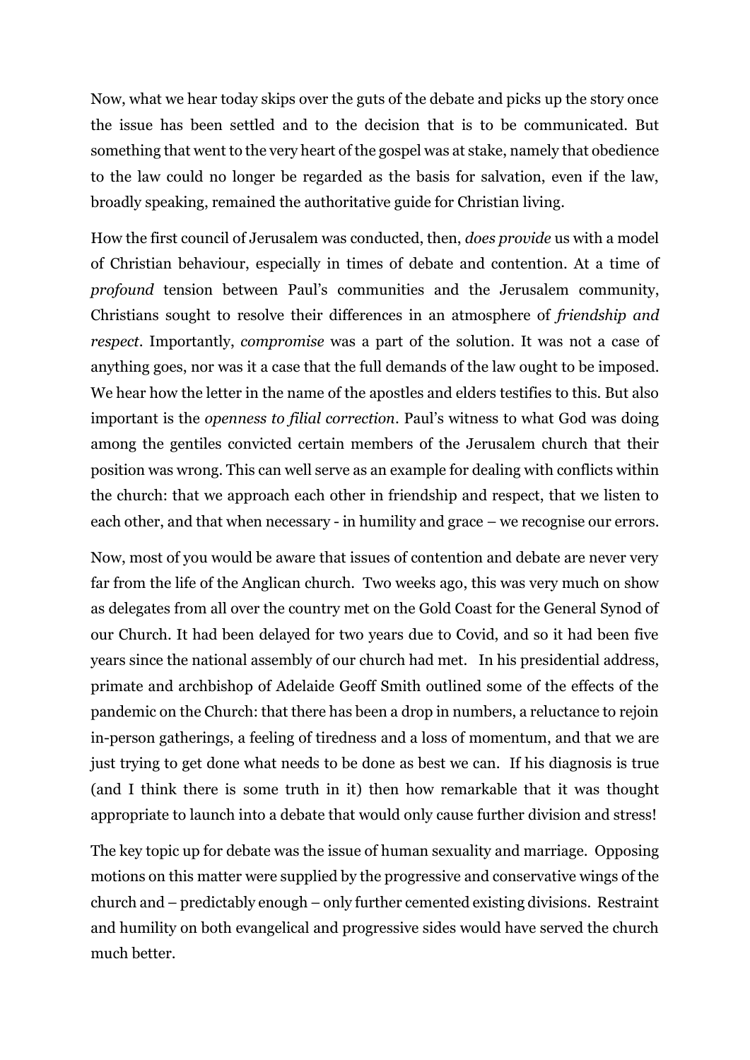Now, what we hear today skips over the guts of the debate and picks up the story once the issue has been settled and to the decision that is to be communicated. But something that went to the very heart of the gospel was at stake, namely that obedience to the law could no longer be regarded as the basis for salvation, even if the law, broadly speaking, remained the authoritative guide for Christian living.

How the first council of Jerusalem was conducted, then, *does provide* us with a model of Christian behaviour, especially in times of debate and contention. At a time of *profound* tension between Paul's communities and the Jerusalem community, Christians sought to resolve their differences in an atmosphere of *friendship and respect*. Importantly, *compromise* was a part of the solution. It was not a case of anything goes, nor was it a case that the full demands of the law ought to be imposed. We hear how the letter in the name of the apostles and elders testifies to this. But also important is the *openness to filial correction*. Paul's witness to what God was doing among the gentiles convicted certain members of the Jerusalem church that their position was wrong. This can well serve as an example for dealing with conflicts within the church: that we approach each other in friendship and respect, that we listen to each other, and that when necessary - in humility and grace – we recognise our errors.

Now, most of you would be aware that issues of contention and debate are never very far from the life of the Anglican church. Two weeks ago, this was very much on show as delegates from all over the country met on the Gold Coast for the General Synod of our Church. It had been delayed for two years due to Covid, and so it had been five years since the national assembly of our church had met. In his presidential address, primate and archbishop of Adelaide Geoff Smith outlined some of the effects of the pandemic on the Church: that there has been a drop in numbers, a reluctance to rejoin in-person gatherings, a feeling of tiredness and a loss of momentum, and that we are just trying to get done what needs to be done as best we can. If his diagnosis is true (and I think there is some truth in it) then how remarkable that it was thought appropriate to launch into a debate that would only cause further division and stress!

The key topic up for debate was the issue of human sexuality and marriage. Opposing motions on this matter were supplied by the progressive and conservative wings of the church and – predictably enough – only further cemented existing divisions. Restraint and humility on both evangelical and progressive sides would have served the church much better.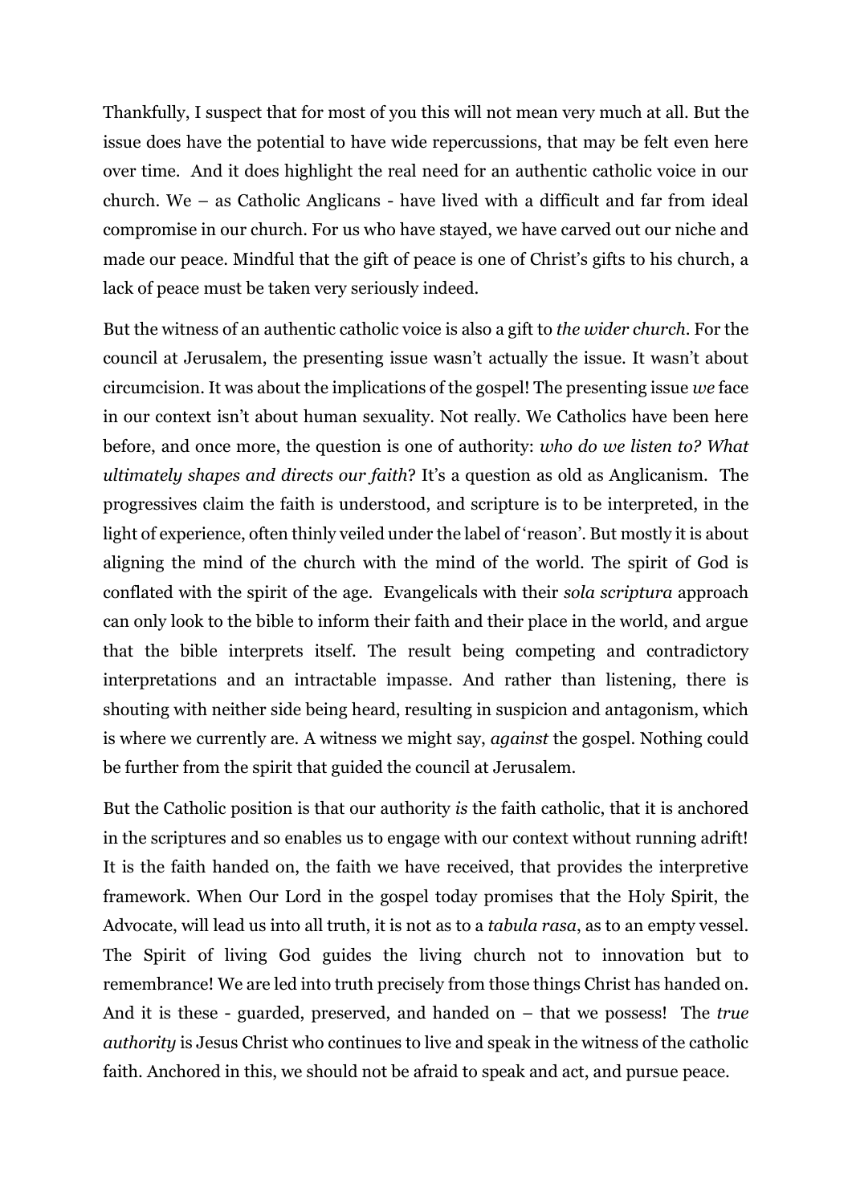Thankfully, I suspect that for most of you this will not mean very much at all. But the issue does have the potential to have wide repercussions, that may be felt even here over time. And it does highlight the real need for an authentic catholic voice in our church. We – as Catholic Anglicans - have lived with a difficult and far from ideal compromise in our church. For us who have stayed, we have carved out our niche and made our peace. Mindful that the gift of peace is one of Christ's gifts to his church, a lack of peace must be taken very seriously indeed.

But the witness of an authentic catholic voice is also a gift to *the wider church*. For the council at Jerusalem, the presenting issue wasn't actually the issue. It wasn't about circumcision. It was about the implications of the gospel! The presenting issue *we* face in our context isn't about human sexuality. Not really. We Catholics have been here before, and once more, the question is one of authority: *who do we listen to? What ultimately shapes and directs our faith*? It's a question as old as Anglicanism. The progressives claim the faith is understood, and scripture is to be interpreted, in the light of experience, often thinly veiled under the label of 'reason'. But mostly it is about aligning the mind of the church with the mind of the world. The spirit of God is conflated with the spirit of the age. Evangelicals with their *sola scriptura* approach can only look to the bible to inform their faith and their place in the world, and argue that the bible interprets itself. The result being competing and contradictory interpretations and an intractable impasse. And rather than listening, there is shouting with neither side being heard, resulting in suspicion and antagonism, which is where we currently are. A witness we might say, *against* the gospel. Nothing could be further from the spirit that guided the council at Jerusalem.

But the Catholic position is that our authority *is* the faith catholic, that it is anchored in the scriptures and so enables us to engage with our context without running adrift! It is the faith handed on, the faith we have received, that provides the interpretive framework. When Our Lord in the gospel today promises that the Holy Spirit, the Advocate, will lead us into all truth, it is not as to a *tabula rasa*, as to an empty vessel. The Spirit of living God guides the living church not to innovation but to remembrance! We are led into truth precisely from those things Christ has handed on. And it is these - guarded, preserved, and handed on – that we possess! The *true authority* is Jesus Christ who continues to live and speak in the witness of the catholic faith. Anchored in this, we should not be afraid to speak and act, and pursue peace.